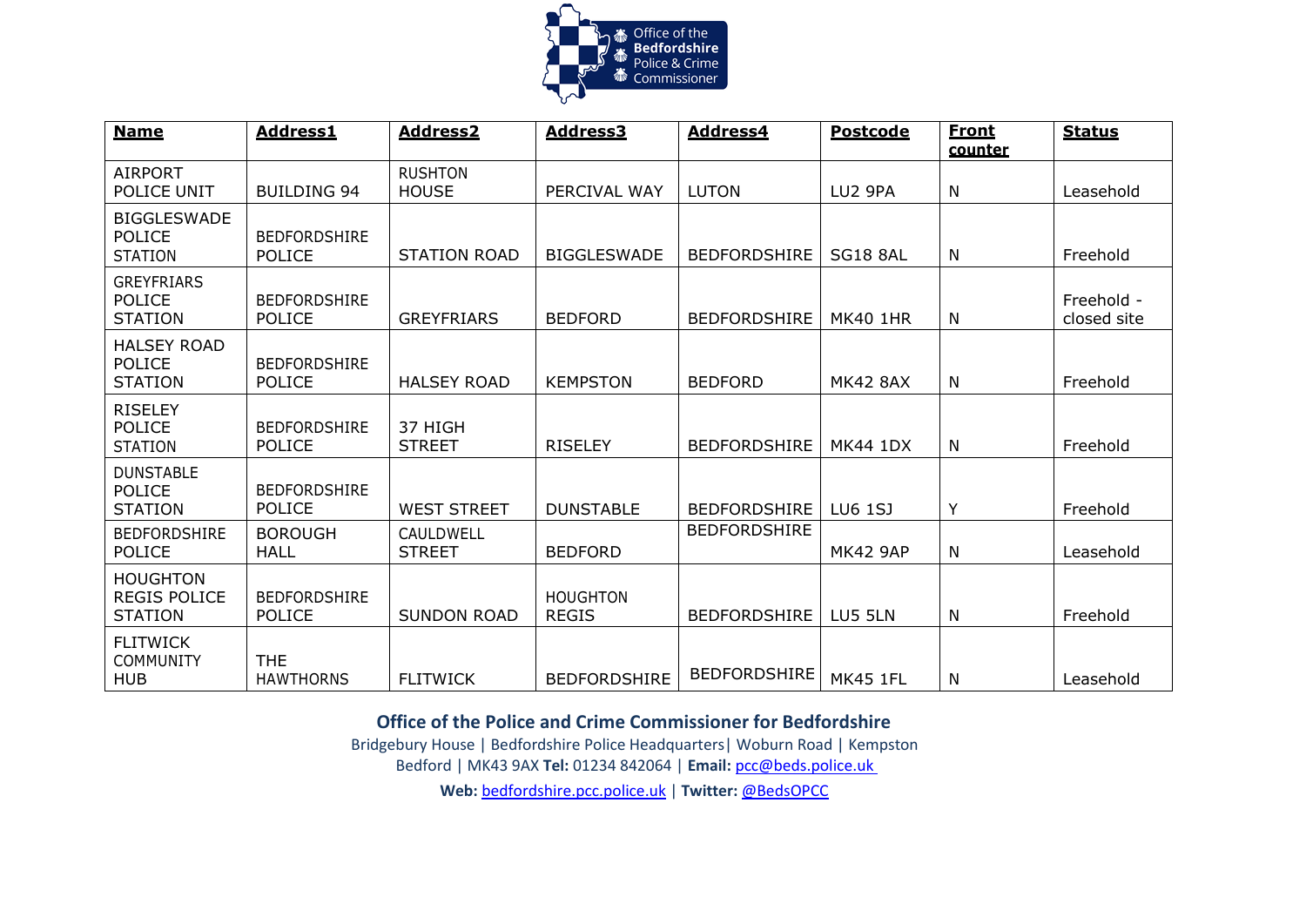| Name | Address1 | Address2 | Address3 | Address4 | Postcode | Front counter | Status |
|---|---|---|---|---|---|---|---|
| AIRPORT POLICE UNIT | BUILDING 94 | RUSHTON HOUSE | PERCIVAL WAY | LUTON | LU2 9PA | N | Leasehold |
| BIGGLESWADE POLICE STATION | BEDFORDSHIRE POLICE | STATION ROAD | BIGGLESWADE | BEDFORDSHIRE | SG18 8AL | N | Freehold |
| GREYFRIARS POLICE STATION | BEDFORDSHIRE POLICE | GREYFRIARS | BEDFORD | BEDFORDSHIRE | MK40 1HR | N | Freehold - closed site |
| HALSEY ROAD POLICE STATION | BEDFORDSHIRE POLICE | HALSEY ROAD | KEMPSTON | BEDFORD | MK42 8AX | N | Freehold |
| RISELEY POLICE STATION | BEDFORDSHIRE POLICE | 37 HIGH STREET | RISELEY | BEDFORDSHIRE | MK44 1DX | N | Freehold |
| DUNSTABLE POLICE STATION | BEDFORDSHIRE POLICE | WEST STREET | DUNSTABLE | BEDFORDSHIRE | LU6 1SJ | Y | Freehold |
| BEDFORDSHIRE POLICE | BOROUGH HALL | CAULDWELL STREET | BEDFORD | BEDFORDSHIRE | MK42 9AP | N | Leasehold |
| HOUGHTON REGIS POLICE STATION | BEDFORDSHIRE POLICE | SUNDON ROAD | HOUGHTON REGIS | BEDFORDSHIRE | LU5 5LN | N | Freehold |
| FLITWICK COMMUNITY HUB | THE HAWTHORNS | FLITWICK | BEDFORDSHIRE | BEDFORDSHIRE | MK45 1FL | N | Leasehold |

**Office of the Police and Crime Commissioner for Bedfordshire**

Bridgebury House | Bedfordshire Police Headquarters| Woburn Road | Kempston Bedford | MK43 9AX **Tel:** 01234 842064 | **Email:** pcc@beds.police.uk

**Web:** bedfordshire.pcc.police.uk | **Twitter:** @BedsOPCC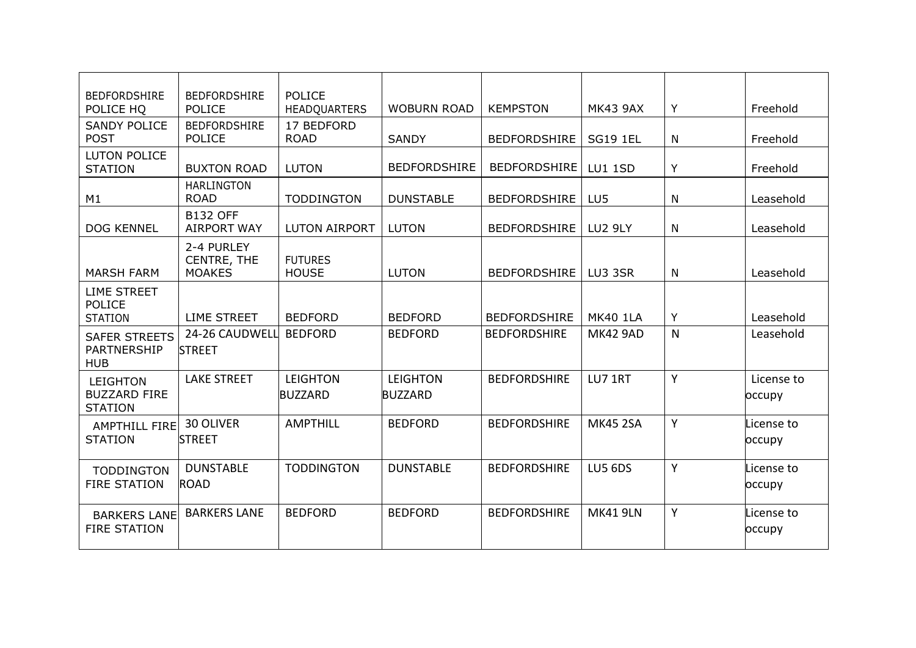| | | | | | | | |
|---|---|---|---|---|---|---|---|
| BEDFORDSHIRE POLICE HQ | BEDFORDSHIRE POLICE | POLICE HEADQUARTERS | WOBURN ROAD | KEMPSTON | MK43 9AX | Y | Freehold |
| SANDY POLICE POST | BEDFORDSHIRE POLICE | 17 BEDFORD ROAD | SANDY | BEDFORDSHIRE | SG19 1EL | N | Freehold |
| LUTON POLICE STATION | BUXTON ROAD | LUTON | BEDFORDSHIRE | BEDFORDSHIRE | LU1 1SD | Y | Freehold |
| M1 | HARLINGTON ROAD | TODDINGTON | DUNSTABLE | BEDFORDSHIRE | LU5 | N | Leasehold |
| DOG KENNEL | B132 OFF AIRPORT WAY | LUTON AIRPORT | LUTON | BEDFORDSHIRE | LU2 9LY | N | Leasehold |
| MARSH FARM | 2-4 PURLEY CENTRE, THE MOAKES | FUTURES HOUSE | LUTON | BEDFORDSHIRE | LU3 3SR | N | Leasehold |
| LIME STREET POLICE STATION | LIME STREET | BEDFORD | BEDFORD | BEDFORDSHIRE | MK40 1LA | Y | Leasehold |
| SAFER STREETS PARTNERSHIP HUB | 24-26 CAUDWELL STREET | BEDFORD | BEDFORD | BEDFORDSHIRE | MK42 9AD | N | Leasehold |
| LEIGHTON BUZZARD FIRE STATION | LAKE STREET | LEIGHTON BUZZARD | LEIGHTON BUZZARD | BEDFORDSHIRE | LU7 1RT | Y | License to occupy |
| AMPTHILL FIRE STATION | 30 OLIVER STREET | AMPTHILL | BEDFORD | BEDFORDSHIRE | MK45 2SA | Y | License to occupy |
| TODDINGTON FIRE STATION | DUNSTABLE ROAD | TODDINGTON | DUNSTABLE | BEDFORDSHIRE | LU5 6DS | Y | License to occupy |
| BARKERS LANE FIRE STATION | BARKERS LANE | BEDFORD | BEDFORD | BEDFORDSHIRE | MK41 9LN | Y | License to occupy |